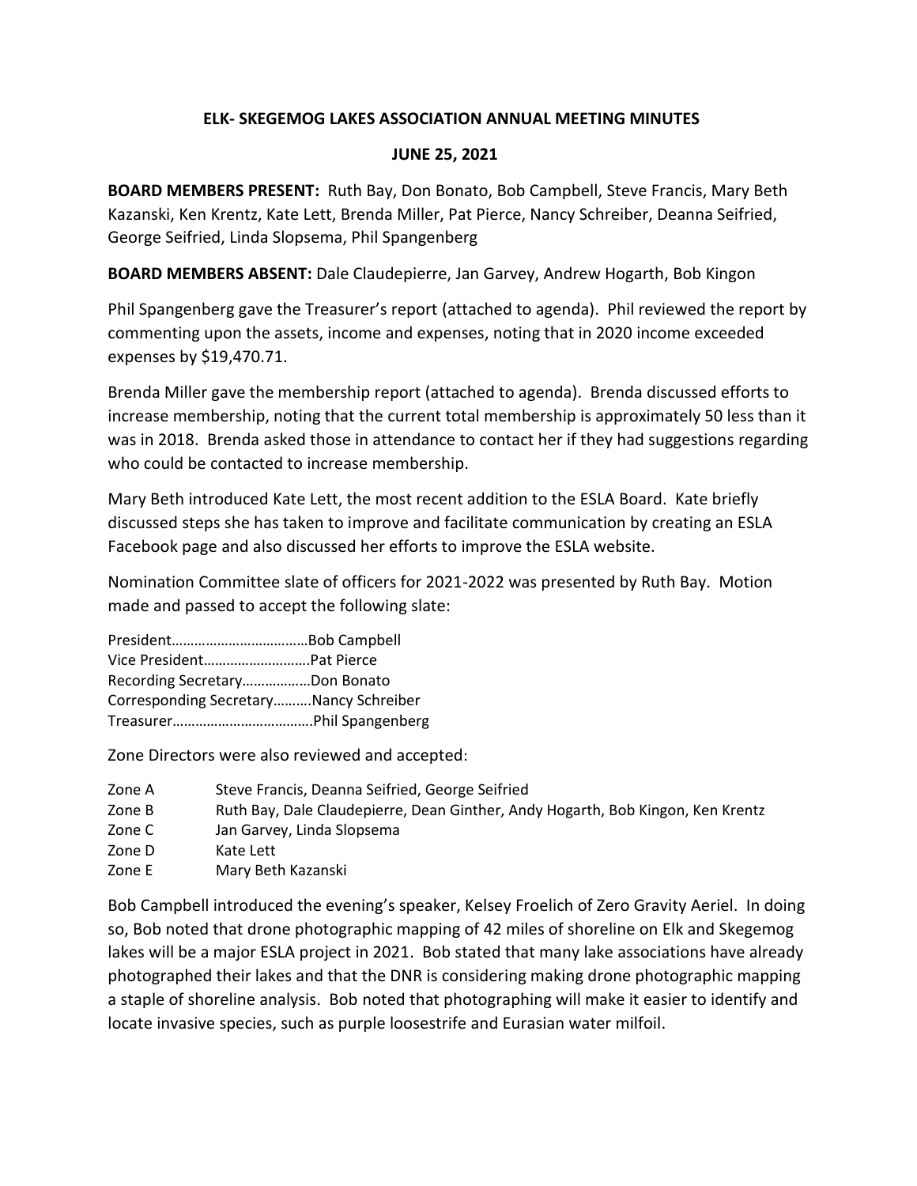# ELK- SKEGEMOG LAKES ASSOCIATION ANNUAL MEETING MINUTES

## JUNE 25, 2021

**BOARD MEMBERS PRESENT:** Ruth Bay, Don Bonato, Bob Campbell, Steve Francis, Mary Beth Kazanski, Ken Krentz, Kate Lett, Brenda Miller, Pat Pierce, Nancy Schreiber, Deanna Seifried, George Seifried, Linda Slopsema, Phil Spangenberg

**BOARD MEMBERS ABSENT:** Dale Claudepierre, Jan Garvey, Andrew Hogarth, Bob Kingon

Phil Spangenberg gave the Treasurer's report (attached to agenda). Phil reviewed the report by commenting upon the assets, income and expenses, noting that in 2020 income exceeded expenses by $19,470.71.

Brenda Miller gave the membership report (attached to agenda). Brenda discussed efforts to increase membership, noting that the current total membership is approximately 50 less than it was in 2018. Brenda asked those in attendance to contact her if they had suggestions regarding who could be contacted to increase membership.

Mary Beth introduced Kate Lett, the most recent addition to the ESLA Board. Kate briefly discussed steps she has taken to improve and facilitate communication by creating an ESLA Facebook page and also discussed her efforts to improve the ESLA website.

Nomination Committee slate of officers for 2021-2022 was presented by Ruth Bay. Motion made and passed to accept the following slate:

President……………………………Bob Campbell
Vice President………………………Pat Pierce
Recording Secretary………………Don Bonato
Corresponding Secretary……….Nancy Schreiber
Treasurer……………………………….Phil Spangenberg

Zone Directors were also reviewed and accepted:

| Zone | Directors |
| --- | --- |
| Zone A | Steve Francis, Deanna Seifried, George Seifried |
| Zone B | Ruth Bay, Dale Claudepierre, Dean Ginther, Andy Hogarth, Bob Kingon, Ken Krentz |
| Zone C | Jan Garvey, Linda Slopsema |
| Zone D | Kate Lett |
| Zone E | Mary Beth Kazanski |

Bob Campbell introduced the evening's speaker, Kelsey Froelich of Zero Gravity Aeriel. In doing so, Bob noted that drone photographic mapping of 42 miles of shoreline on Elk and Skegemog lakes will be a major ESLA project in 2021. Bob stated that many lake associations have already photographed their lakes and that the DNR is considering making drone photographic mapping a staple of shoreline analysis. Bob noted that photographing will make it easier to identify and locate invasive species, such as purple loosestrife and Eurasian water milfoil.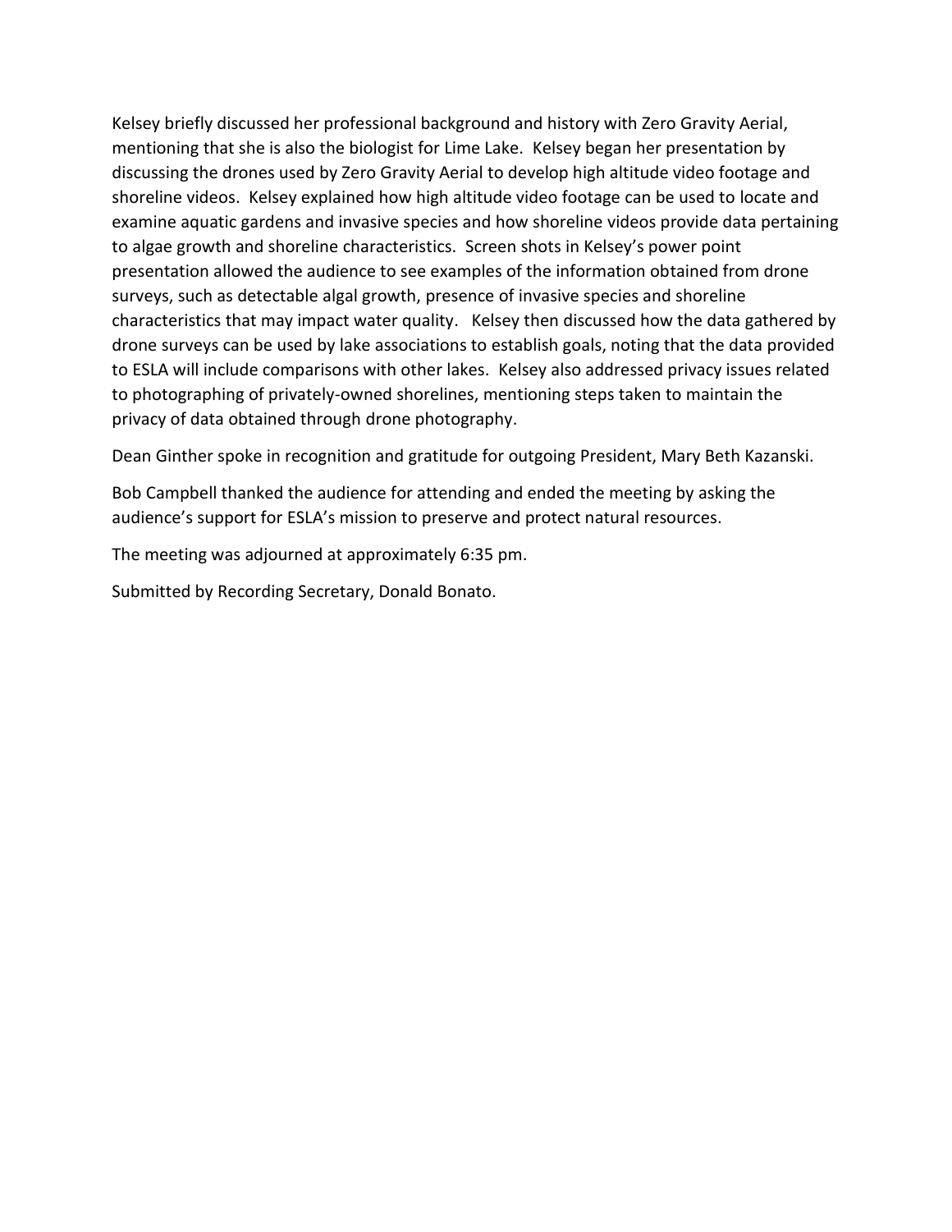Kelsey briefly discussed her professional background and history with Zero Gravity Aerial, mentioning that she is also the biologist for Lime Lake. Kelsey began her presentation by discussing the drones used by Zero Gravity Aerial to develop high altitude video footage and shoreline videos. Kelsey explained how high altitude video footage can be used to locate and examine aquatic gardens and invasive species and how shoreline videos provide data pertaining to algae growth and shoreline characteristics. Screen shots in Kelsey's power point presentation allowed the audience to see examples of the information obtained from drone surveys, such as detectable algal growth, presence of invasive species and shoreline characteristics that may impact water quality. Kelsey then discussed how the data gathered by drone surveys can be used by lake associations to establish goals, noting that the data provided to ESLA will include comparisons with other lakes. Kelsey also addressed privacy issues related to photographing of privately-owned shorelines, mentioning steps taken to maintain the privacy of data obtained through drone photography.

Dean Ginther spoke in recognition and gratitude for outgoing President, Mary Beth Kazanski.

Bob Campbell thanked the audience for attending and ended the meeting by asking the audience's support for ESLA's mission to preserve and protect natural resources.

The meeting was adjourned at approximately 6:35 pm.

Submitted by Recording Secretary, Donald Bonato.